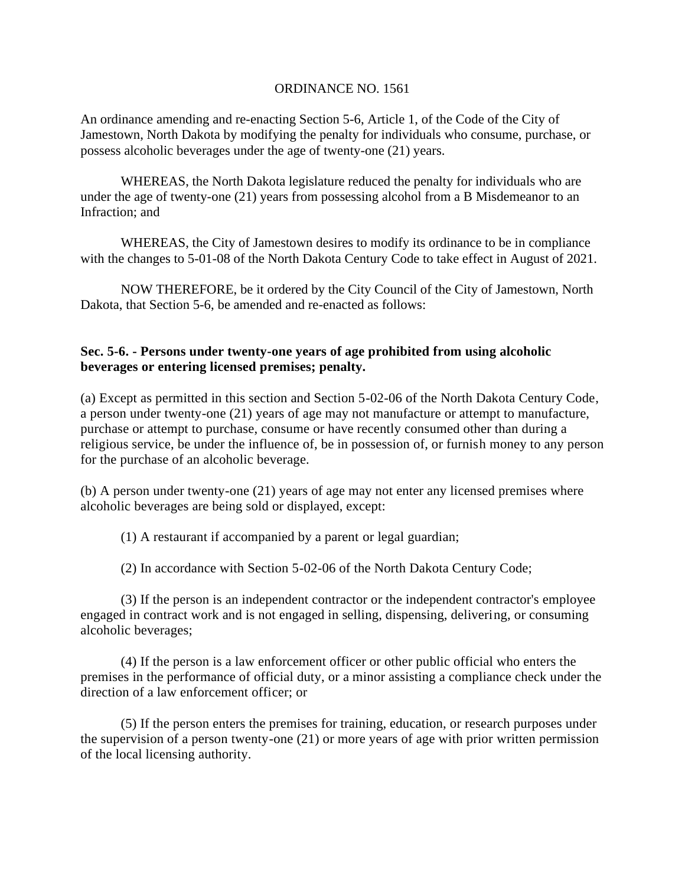# ORDINANCE NO. 1561

An ordinance amending and re-enacting Section 5-6, Article 1, of the Code of the City of Jamestown, North Dakota by modifying the penalty for individuals who consume, purchase, or possess alcoholic beverages under the age of twenty-one (21) years.

WHEREAS, the North Dakota legislature reduced the penalty for individuals who are under the age of twenty-one (21) years from possessing alcohol from a B Misdemeanor to an Infraction; and

WHEREAS, the City of Jamestown desires to modify its ordinance to be in compliance with the changes to 5-01-08 of the North Dakota Century Code to take effect in August of 2021.

NOW THEREFORE, be it ordered by the City Council of the City of Jamestown, North Dakota, that Section 5-6, be amended and re-enacted as follows:

**Sec. 5-6. - Persons under twenty-one years of age prohibited from using alcoholic beverages or entering licensed premises; penalty.**

(a) Except as permitted in this section and Section 5-02-06 of the North Dakota Century Code, a person under twenty-one (21) years of age may not manufacture or attempt to manufacture, purchase or attempt to purchase, consume or have recently consumed other than during a religious service, be under the influence of, be in possession of, or furnish money to any person for the purchase of an alcoholic beverage.

(b) A person under twenty-one (21) years of age may not enter any licensed premises where alcoholic beverages are being sold or displayed, except:

(1) A restaurant if accompanied by a parent or legal guardian;

(2) In accordance with Section 5-02-06 of the North Dakota Century Code;

(3) If the person is an independent contractor or the independent contractor's employee engaged in contract work and is not engaged in selling, dispensing, delivering, or consuming alcoholic beverages;

(4) If the person is a law enforcement officer or other public official who enters the premises in the performance of official duty, or a minor assisting a compliance check under the direction of a law enforcement officer; or

(5) If the person enters the premises for training, education, or research purposes under the supervision of a person twenty-one (21) or more years of age with prior written permission of the local licensing authority.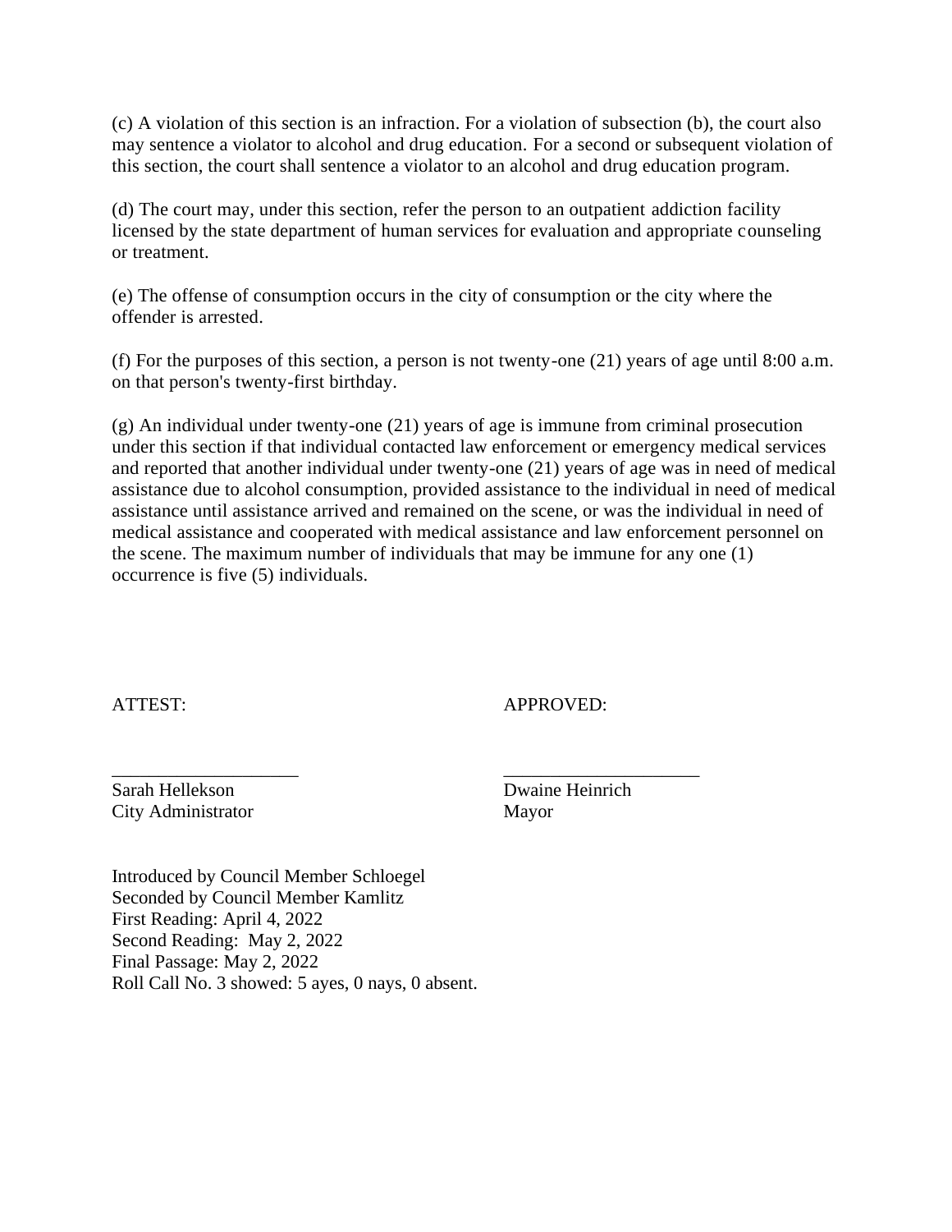(c) A violation of this section is an infraction. For a violation of subsection (b), the court also may sentence a violator to alcohol and drug education. For a second or subsequent violation of this section, the court shall sentence a violator to an alcohol and drug education program.

(d) The court may, under this section, refer the person to an outpatient addiction facility licensed by the state department of human services for evaluation and appropriate counseling or treatment.

(e) The offense of consumption occurs in the city of consumption or the city where the offender is arrested.

(f) For the purposes of this section, a person is not twenty-one (21) years of age until 8:00 a.m. on that person's twenty-first birthday.

(g) An individual under twenty-one (21) years of age is immune from criminal prosecution under this section if that individual contacted law enforcement or emergency medical services and reported that another individual under twenty-one (21) years of age was in need of medical assistance due to alcohol consumption, provided assistance to the individual in need of medical assistance until assistance arrived and remained on the scene, or was the individual in need of medical assistance and cooperated with medical assistance and law enforcement personnel on the scene. The maximum number of individuals that may be immune for any one (1) occurrence is five (5) individuals.

ATTEST:

____________________

Sarah Hellekson
City Administrator

APPROVED:

____________________

Dwaine Heinrich
Mayor

Introduced by Council Member Schloegel
Seconded by Council Member Kamlitz
First Reading: April 4, 2022
Second Reading: May 2, 2022
Final Passage: May 2, 2022
Roll Call No. 3 showed: 5 ayes, 0 nays, 0 absent.